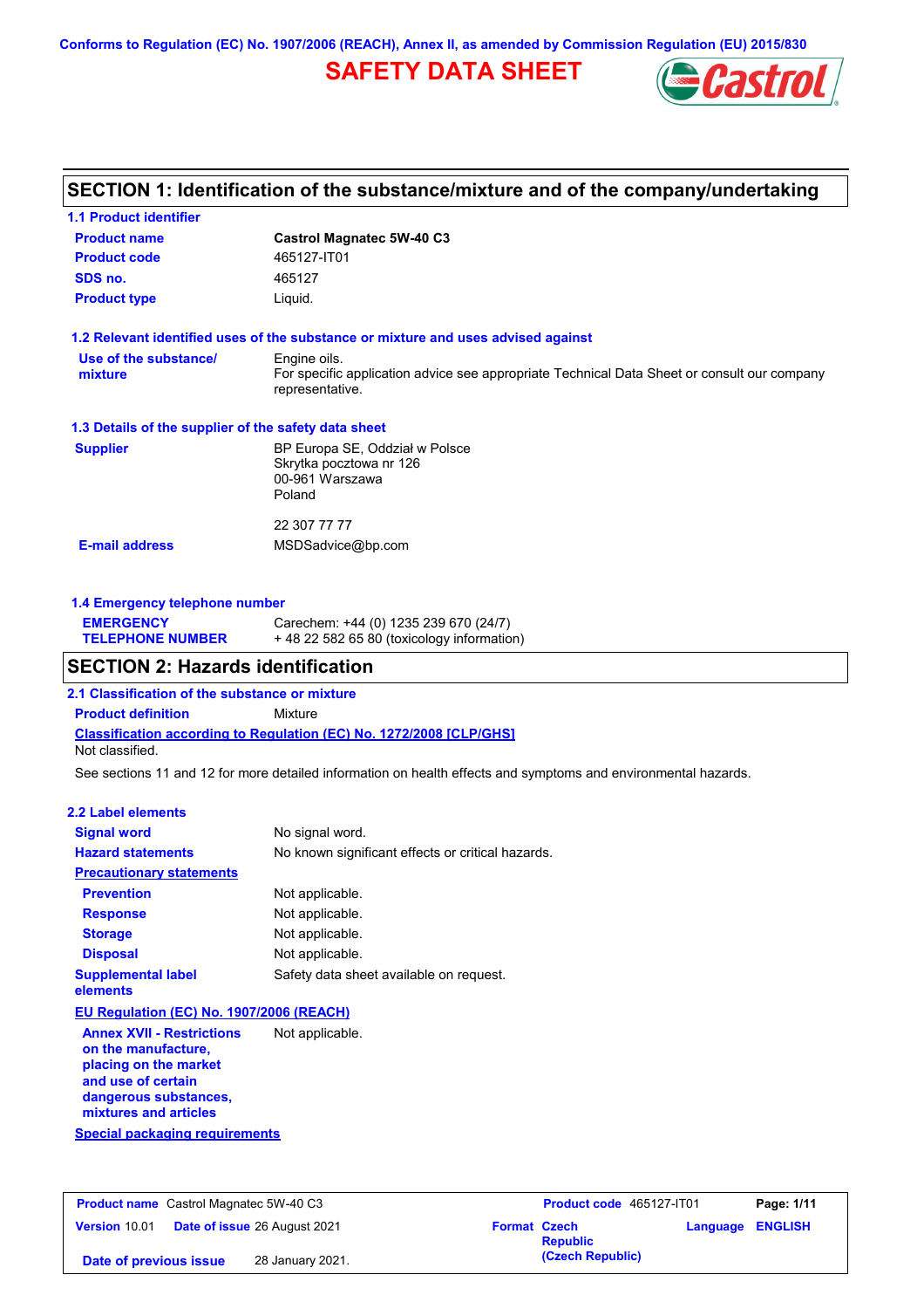Conforms to Regulation (EC) No. 1907/2006 (REACH), Annex II, as amended by Commission Regulation (EU) 2015/830

# SAFETY DATA SHEET

## SECTION 1: Identification of the substance/mixture and of the company/undertaking

### 1.1 Product identifier

| | |
|---|---|
| **Product name** | **Castrol Magnatec 5W-40 C3** |
| **Product code** | 465127-IT01 |
| **SDS no.** | 465127 |
| **Product type** | Liquid. |

### 1.2 Relevant identified uses of the substance or mixture and uses advised against

| | |
|---|---|
| **Use of the substance/ mixture** | Engine oils. For specific application advice see appropriate Technical Data Sheet or consult our company representative. |

### 1.3 Details of the supplier of the safety data sheet

| | |
|---|---|
| **Supplier** | BP Europa SE, Oddział w Polsce<br>Skrytka pocztowa nr 126<br>00-961 Warszawa<br>Poland<br><br>22 307 77 77 |
| **E-mail address** | MSDSadvice@bp.com |

### 1.4 Emergency telephone number

| | |
|---|---|
| **EMERGENCY TELEPHONE NUMBER** | Carechem: +44 (0) 1235 239 670 (24/7)<br>+ 48 22 582 65 80 (toxicology information) |

## SECTION 2: Hazards identification

### 2.1 Classification of the substance or mixture

**Product definition** Mixture

**Classification according to Regulation (EC) No. 1272/2008 [CLP/GHS]**

Not classified.

See sections 11 and 12 for more detailed information on health effects and symptoms and environmental hazards.

### 2.2 Label elements

| | |
|---|---|
| **Signal word** | No signal word. |
| **Hazard statements** | No known significant effects or critical hazards. |
| **Precautionary statements** | |
| **Prevention** | Not applicable. |
| **Response** | Not applicable. |
| **Storage** | Not applicable. |
| **Disposal** | Not applicable. |
| **Supplemental label elements** | Safety data sheet available on request. |

**EU Regulation (EC) No. 1907/2006 (REACH)**

| | |
|---|---|
| **Annex XVII - Restrictions on the manufacture, placing on the market and use of certain dangerous substances, mixtures and articles** | Not applicable. |

**Special packaging requirements**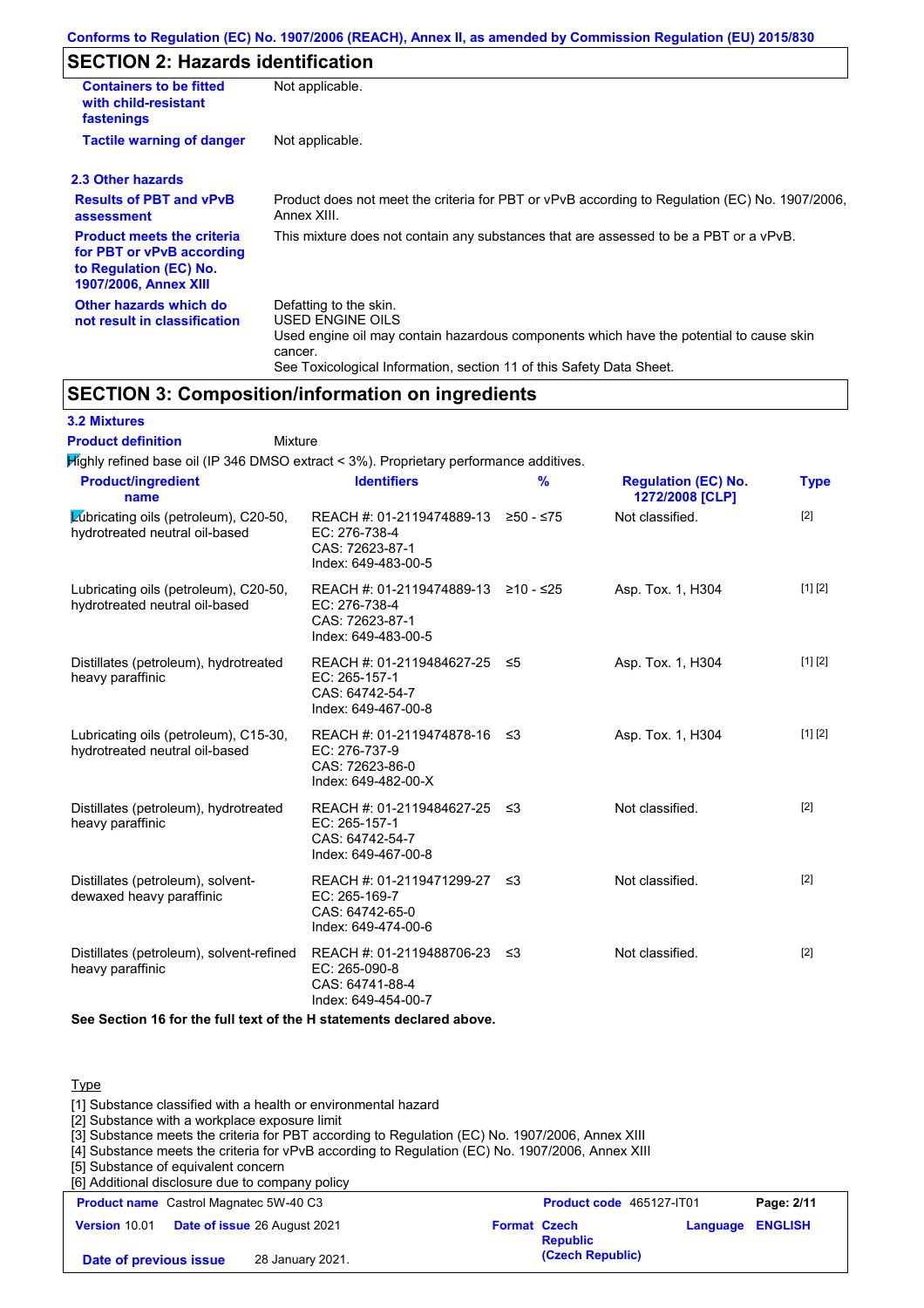Conforms to Regulation (EC) No. 1907/2006 (REACH), Annex II, as amended by Commission Regulation (EU) 2015/830

## SECTION 2: Hazards identification

| | |
|---|---|
| **Containers to be fitted with child-resistant fastenings** | Not applicable. |
| **Tactile warning of danger** | Not applicable. |

### 2.3 Other hazards

| | |
|---|---|
| **Results of PBT and vPvB assessment** | Product does not meet the criteria for PBT or vPvB according to Regulation (EC) No. 1907/2006, Annex XIII. |
| **Product meets the criteria for PBT or vPvB according to Regulation (EC) No. 1907/2006, Annex XIII** | This mixture does not contain any substances that are assessed to be a PBT or a vPvB. |
| **Other hazards which do not result in classification** | Defatting to the skin.<br>USED ENGINE OILS<br>Used engine oil may contain hazardous components which have the potential to cause skin cancer.<br>See Toxicological Information, section 11 of this Safety Data Sheet. |

## SECTION 3: Composition/information on ingredients

### 3.2 Mixtures

**Product definition** Mixture

Highly refined base oil (IP 346 DMSO extract < 3%). Proprietary performance additives.

| Product/ingredient name | Identifiers | % | Regulation (EC) No. 1272/2008 [CLP] | Type |
|---|---|---|---|---|
| Lubricating oils (petroleum), C20-50, hydrotreated neutral oil-based | REACH #: 01-2119474889-13<br>EC: 276-738-4<br>CAS: 72623-87-1<br>Index: 649-483-00-5 | ≥50 - ≤75 | Not classified. | [2] |
| Lubricating oils (petroleum), C20-50, hydrotreated neutral oil-based | REACH #: 01-2119474889-13<br>EC: 276-738-4<br>CAS: 72623-87-1<br>Index: 649-483-00-5 | ≥10 - ≤25 | Asp. Tox. 1, H304 | [1] [2] |
| Distillates (petroleum), hydrotreated heavy paraffinic | REACH #: 01-2119484627-25<br>EC: 265-157-1<br>CAS: 64742-54-7<br>Index: 649-467-00-8 | ≤5 | Asp. Tox. 1, H304 | [1] [2] |
| Lubricating oils (petroleum), C15-30, hydrotreated neutral oil-based | REACH #: 01-2119474878-16<br>EC: 276-737-9<br>CAS: 72623-86-0<br>Index: 649-482-00-X | ≤3 | Asp. Tox. 1, H304 | [1] [2] |
| Distillates (petroleum), hydrotreated heavy paraffinic | REACH #: 01-2119484627-25<br>EC: 265-157-1<br>CAS: 64742-54-7<br>Index: 649-467-00-8 | ≤3 | Not classified. | [2] |
| Distillates (petroleum), solvent-dewaxed heavy paraffinic | REACH #: 01-2119471299-27<br>EC: 265-169-7<br>CAS: 64742-65-0<br>Index: 649-474-00-6 | ≤3 | Not classified. | [2] |
| Distillates (petroleum), solvent-refined heavy paraffinic | REACH #: 01-2119488706-23<br>EC: 265-090-8<br>CAS: 64741-88-4<br>Index: 649-454-00-7 | ≤3 | Not classified. | [2] |

**See Section 16 for the full text of the H statements declared above.**

Type

[1] Substance classified with a health or environmental hazard
[2] Substance with a workplace exposure limit
[3] Substance meets the criteria for PBT according to Regulation (EC) No. 1907/2006, Annex XIII
[4] Substance meets the criteria for vPvB according to Regulation (EC) No. 1907/2006, Annex XIII
[5] Substance of equivalent concern
[6] Additional disclosure due to company policy

| | | | |
|---|---|---|---|
| **Product name** Castrol Magnatec 5W-40 C3 | | **Product code** 465127-IT01 | |
| **Version** 10.01 | **Date of issue** 26 August 2021 | **Format** Czech Republic (Czech Republic) | **Language** ENGLISH |
| **Date of previous issue** | 28 January 2021. | | |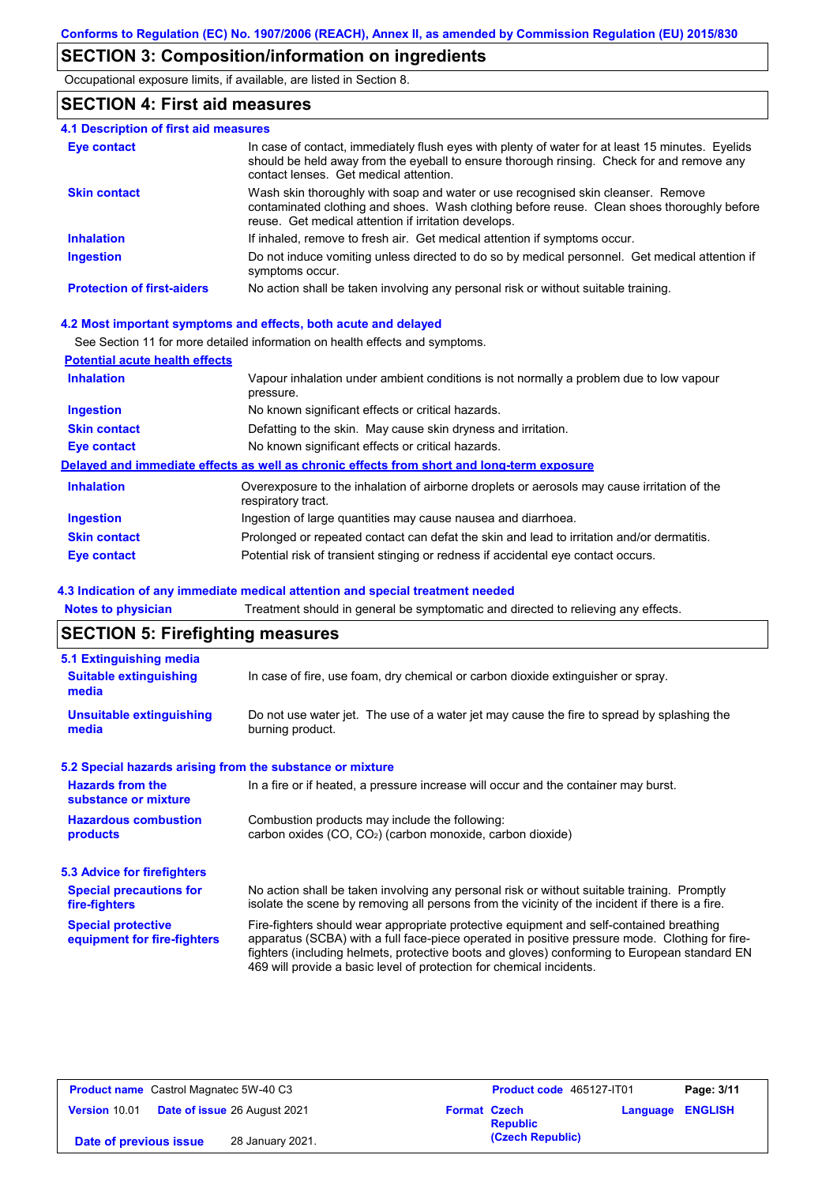## SECTION 3: Composition/information on ingredients

Occupational exposure limits, if available, are listed in Section 8.

## SECTION 4: First aid measures

### 4.1 Description of first aid measures

| | |
|---|---|
| **Eye contact** | In case of contact, immediately flush eyes with plenty of water for at least 15 minutes. Eyelids should be held away from the eyeball to ensure thorough rinsing. Check for and remove any contact lenses. Get medical attention. |
| **Skin contact** | Wash skin thoroughly with soap and water or use recognised skin cleanser. Remove contaminated clothing and shoes. Wash clothing before reuse. Clean shoes thoroughly before reuse. Get medical attention if irritation develops. |
| **Inhalation** | If inhaled, remove to fresh air. Get medical attention if symptoms occur. |
| **Ingestion** | Do not induce vomiting unless directed to do so by medical personnel. Get medical attention if symptoms occur. |
| **Protection of first-aiders** | No action shall be taken involving any personal risk or without suitable training. |

### 4.2 Most important symptoms and effects, both acute and delayed

See Section 11 for more detailed information on health effects and symptoms.

**Potential acute health effects**

| | |
|---|---|
| **Inhalation** | Vapour inhalation under ambient conditions is not normally a problem due to low vapour pressure. |
| **Ingestion** | No known significant effects or critical hazards. |
| **Skin contact** | Defatting to the skin. May cause skin dryness and irritation. |
| **Eye contact** | No known significant effects or critical hazards. |

**Delayed and immediate effects as well as chronic effects from short and long-term exposure**

| | |
|---|---|
| **Inhalation** | Overexposure to the inhalation of airborne droplets or aerosols may cause irritation of the respiratory tract. |
| **Ingestion** | Ingestion of large quantities may cause nausea and diarrhoea. |
| **Skin contact** | Prolonged or repeated contact can defat the skin and lead to irritation and/or dermatitis. |
| **Eye contact** | Potential risk of transient stinging or redness if accidental eye contact occurs. |

### 4.3 Indication of any immediate medical attention and special treatment needed

| | |
|---|---|
| **Notes to physician** | Treatment should in general be symptomatic and directed to relieving any effects. |

## SECTION 5: Firefighting measures

### 5.1 Extinguishing media

| | |
|---|---|
| **Suitable extinguishing media** | In case of fire, use foam, dry chemical or carbon dioxide extinguisher or spray. |
| **Unsuitable extinguishing media** | Do not use water jet. The use of a water jet may cause the fire to spread by splashing the burning product. |

### 5.2 Special hazards arising from the substance or mixture

| | |
|---|---|
| **Hazards from the substance or mixture** | In a fire or if heated, a pressure increase will occur and the container may burst. |
| **Hazardous combustion products** | Combustion products may include the following: carbon oxides (CO, $CO_2$) (carbon monoxide, carbon dioxide) |

### 5.3 Advice for firefighters

| | |
|---|---|
| **Special precautions for fire-fighters** | No action shall be taken involving any personal risk or without suitable training. Promptly isolate the scene by removing all persons from the vicinity of the incident if there is a fire. |
| **Special protective equipment for fire-fighters** | Fire-fighters should wear appropriate protective equipment and self-contained breathing apparatus (SCBA) with a full face-piece operated in positive pressure mode. Clothing for fire-fighters (including helmets, protective boots and gloves) conforming to European standard EN 469 will provide a basic level of protection for chemical incidents. |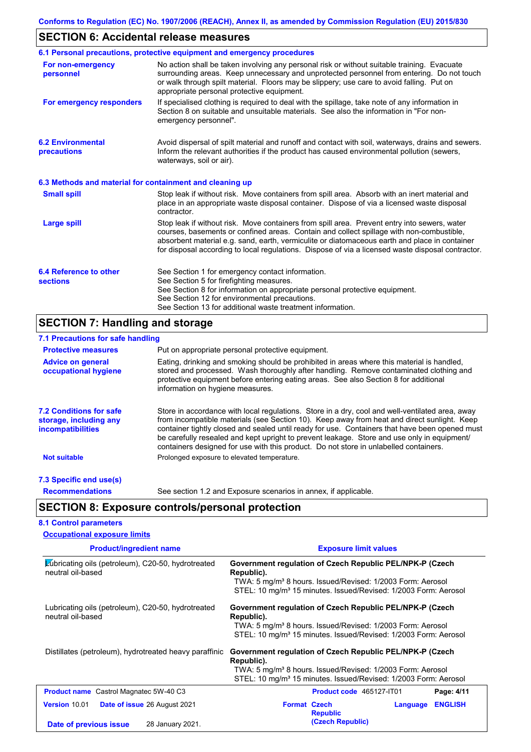Conforms to Regulation (EC) No. 1907/2006 (REACH), Annex II, as amended by Commission Regulation (EU) 2015/830

## SECTION 6: Accidental release measures

### 6.1 Personal precautions, protective equipment and emergency procedures

**For non-emergency personnel**

No action shall be taken involving any personal risk or without suitable training. Evacuate surrounding areas. Keep unnecessary and unprotected personnel from entering. Do not touch or walk through spilt material. Floors may be slippery; use care to avoid falling. Put on appropriate personal protective equipment.

**For emergency responders**

If specialised clothing is required to deal with the spillage, take note of any information in Section 8 on suitable and unsuitable materials. See also the information in "For non-emergency personnel".

### 6.2 Environmental precautions

Avoid dispersal of spilt material and runoff and contact with soil, waterways, drains and sewers. Inform the relevant authorities if the product has caused environmental pollution (sewers, waterways, soil or air).

### 6.3 Methods and material for containment and cleaning up

**Small spill**

Stop leak if without risk. Move containers from spill area. Absorb with an inert material and place in an appropriate waste disposal container. Dispose of via a licensed waste disposal contractor.

**Large spill**

Stop leak if without risk. Move containers from spill area. Prevent entry into sewers, water courses, basements or confined areas. Contain and collect spillage with non-combustible, absorbent material e.g. sand, earth, vermiculite or diatomaceous earth and place in container for disposal according to local regulations. Dispose of via a licensed waste disposal contractor.

### 6.4 Reference to other sections

See Section 1 for emergency contact information.
See Section 5 for firefighting measures.
See Section 8 for information on appropriate personal protective equipment.
See Section 12 for environmental precautions.
See Section 13 for additional waste treatment information.

## SECTION 7: Handling and storage

### 7.1 Precautions for safe handling

**Protective measures**

Put on appropriate personal protective equipment.

**Advice on general occupational hygiene**

Eating, drinking and smoking should be prohibited in areas where this material is handled, stored and processed. Wash thoroughly after handling. Remove contaminated clothing and protective equipment before entering eating areas. See also Section 8 for additional information on hygiene measures.

### 7.2 Conditions for safe storage, including any incompatibilities

Store in accordance with local regulations. Store in a dry, cool and well-ventilated area, away from incompatible materials (see Section 10). Keep away from heat and direct sunlight. Keep container tightly closed and sealed until ready for use. Containers that have been opened must be carefully resealed and kept upright to prevent leakage. Store and use only in equipment/ containers designed for use with this product. Do not store in unlabelled containers.

**Not suitable**

Prolonged exposure to elevated temperature.

### 7.3 Specific end use(s)

**Recommendations**

See section 1.2 and Exposure scenarios in annex, if applicable.

## SECTION 8: Exposure controls/personal protection

### 8.1 Control parameters

**Occupational exposure limits**

| Product/ingredient name | Exposure limit values |
|---|---|
| Lubricating oils (petroleum), C20-50, hydrotreated neutral oil-based | **Government regulation of Czech Republic PEL/NPK-P (Czech Republic).** TWA: 5 mg/m³ 8 hours. Issued/Revised: 1/2003 Form: Aerosol STEL: 10 mg/m³ 15 minutes. Issued/Revised: 1/2003 Form: Aerosol |
| Lubricating oils (petroleum), C20-50, hydrotreated neutral oil-based | **Government regulation of Czech Republic PEL/NPK-P (Czech Republic).** TWA: 5 mg/m³ 8 hours. Issued/Revised: 1/2003 Form: Aerosol STEL: 10 mg/m³ 15 minutes. Issued/Revised: 1/2003 Form: Aerosol |
| Distillates (petroleum), hydrotreated heavy paraffinic | **Government regulation of Czech Republic PEL/NPK-P (Czech Republic).** TWA: 5 mg/m³ 8 hours. Issued/Revised: 1/2003 Form: Aerosol STEL: 10 mg/m³ 15 minutes. Issued/Revised: 1/2003 Form: Aerosol |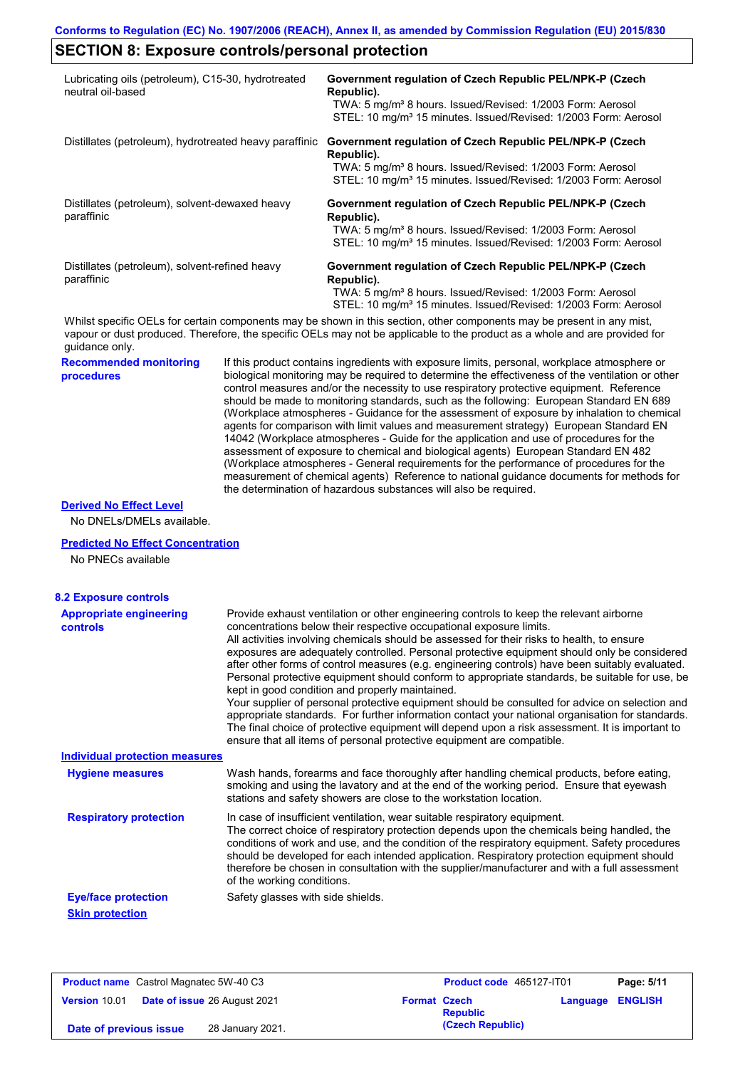## SECTION 8: Exposure controls/personal protection

| | |
|---|---|
| Lubricating oils (petroleum), C15-30, hydrotreated neutral oil-based | **Government regulation of Czech Republic PEL/NPK-P (Czech Republic).** TWA: 5 mg/m³ 8 hours. Issued/Revised: 1/2003 Form: Aerosol STEL: 10 mg/m³ 15 minutes. Issued/Revised: 1/2003 Form: Aerosol |
| Distillates (petroleum), hydrotreated heavy paraffinic | **Government regulation of Czech Republic PEL/NPK-P (Czech Republic).** TWA: 5 mg/m³ 8 hours. Issued/Revised: 1/2003 Form: Aerosol STEL: 10 mg/m³ 15 minutes. Issued/Revised: 1/2003 Form: Aerosol |
| Distillates (petroleum), solvent-dewaxed heavy paraffinic | **Government regulation of Czech Republic PEL/NPK-P (Czech Republic).** TWA: 5 mg/m³ 8 hours. Issued/Revised: 1/2003 Form: Aerosol STEL: 10 mg/m³ 15 minutes. Issued/Revised: 1/2003 Form: Aerosol |
| Distillates (petroleum), solvent-refined heavy paraffinic | **Government regulation of Czech Republic PEL/NPK-P (Czech Republic).** TWA: 5 mg/m³ 8 hours. Issued/Revised: 1/2003 Form: Aerosol STEL: 10 mg/m³ 15 minutes. Issued/Revised: 1/2003 Form: Aerosol |

Whilst specific OELs for certain components may be shown in this section, other components may be present in any mist, vapour or dust produced. Therefore, the specific OELs may not be applicable to the product as a whole and are provided for guidance only.

**Recommended monitoring procedures**

If this product contains ingredients with exposure limits, personal, workplace atmosphere or biological monitoring may be required to determine the effectiveness of the ventilation or other control measures and/or the necessity to use respiratory protective equipment. Reference should be made to monitoring standards, such as the following: European Standard EN 689 (Workplace atmospheres - Guidance for the assessment of exposure by inhalation to chemical agents for comparison with limit values and measurement strategy) European Standard EN 14042 (Workplace atmospheres - Guide for the application and use of procedures for the assessment of exposure to chemical and biological agents) European Standard EN 482 (Workplace atmospheres - General requirements for the performance of procedures for the measurement of chemical agents) Reference to national guidance documents for methods for the determination of hazardous substances will also be required.

**Derived No Effect Level**

No DNELs/DMELs available.

**Predicted No Effect Concentration**

No PNECs available

### 8.2 Exposure controls

**Appropriate engineering controls**

Provide exhaust ventilation or other engineering controls to keep the relevant airborne concentrations below their respective occupational exposure limits.
All activities involving chemicals should be assessed for their risks to health, to ensure exposures are adequately controlled. Personal protective equipment should only be considered after other forms of control measures (e.g. engineering controls) have been suitably evaluated. Personal protective equipment should conform to appropriate standards, be suitable for use, be kept in good condition and properly maintained.
Your supplier of personal protective equipment should be consulted for advice on selection and appropriate standards. For further information contact your national organisation for standards.
The final choice of protective equipment will depend upon a risk assessment. It is important to ensure that all items of personal protective equipment are compatible.

**Individual protection measures**

**Hygiene measures**

Wash hands, forearms and face thoroughly after handling chemical products, before eating, smoking and using the lavatory and at the end of the working period. Ensure that eyewash stations and safety showers are close to the workstation location.

**Respiratory protection**

In case of insufficient ventilation, wear suitable respiratory equipment.
The correct choice of respiratory protection depends upon the chemicals being handled, the conditions of work and use, and the condition of the respiratory equipment. Safety procedures should be developed for each intended application. Respiratory protection equipment should therefore be chosen in consultation with the supplier/manufacturer and with a full assessment of the working conditions.

**Eye/face protection**

Safety glasses with side shields.

**Skin protection**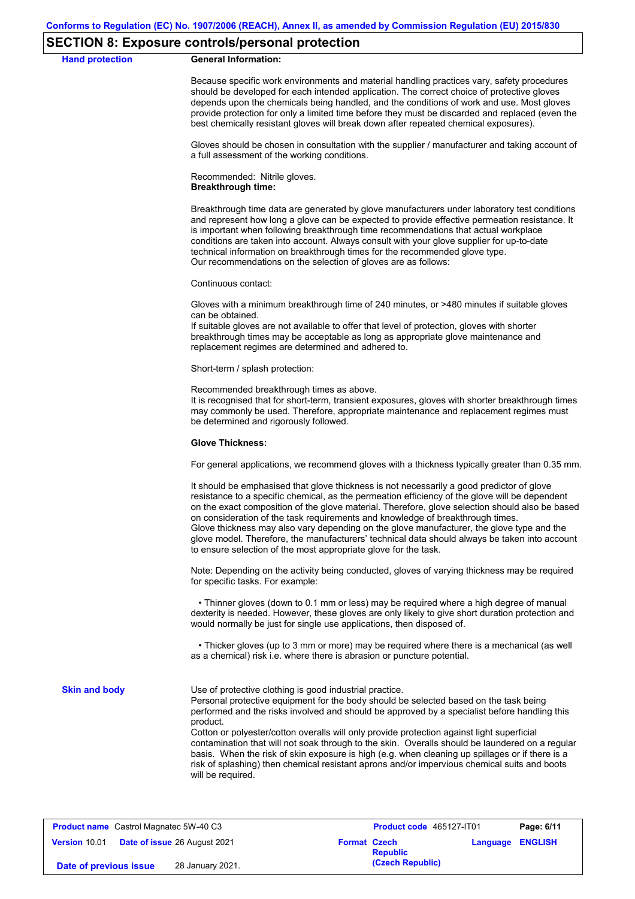## SECTION 8: Exposure controls/personal protection

**Hand protection**

**General Information:**

Because specific work environments and material handling practices vary, safety procedures should be developed for each intended application. The correct choice of protective gloves depends upon the chemicals being handled, and the conditions of work and use. Most gloves provide protection for only a limited time before they must be discarded and replaced (even the best chemically resistant gloves will break down after repeated chemical exposures).

Gloves should be chosen in consultation with the supplier / manufacturer and taking account of a full assessment of the working conditions.

Recommended: Nitrile gloves.

**Breakthrough time:**

Breakthrough time data are generated by glove manufacturers under laboratory test conditions and represent how long a glove can be expected to provide effective permeation resistance. It is important when following breakthrough time recommendations that actual workplace conditions are taken into account. Always consult with your glove supplier for up-to-date technical information on breakthrough times for the recommended glove type.
Our recommendations on the selection of gloves are as follows:

Continuous contact:

Gloves with a minimum breakthrough time of 240 minutes, or >480 minutes if suitable gloves can be obtained.
If suitable gloves are not available to offer that level of protection, gloves with shorter breakthrough times may be acceptable as long as appropriate glove maintenance and replacement regimes are determined and adhered to.

Short-term / splash protection:

Recommended breakthrough times as above.
It is recognised that for short-term, transient exposures, gloves with shorter breakthrough times may commonly be used. Therefore, appropriate maintenance and replacement regimes must be determined and rigorously followed.

**Glove Thickness:**

For general applications, we recommend gloves with a thickness typically greater than 0.35 mm.

It should be emphasised that glove thickness is not necessarily a good predictor of glove resistance to a specific chemical, as the permeation efficiency of the glove will be dependent on the exact composition of the glove material. Therefore, glove selection should also be based on consideration of the task requirements and knowledge of breakthrough times.
Glove thickness may also vary depending on the glove manufacturer, the glove type and the glove model. Therefore, the manufacturers' technical data should always be taken into account to ensure selection of the most appropriate glove for the task.

Note: Depending on the activity being conducted, gloves of varying thickness may be required for specific tasks. For example:

- Thinner gloves (down to 0.1 mm or less) may be required where a high degree of manual dexterity is needed. However, these gloves are only likely to give short duration protection and would normally be just for single use applications, then disposed of.

- Thicker gloves (up to 3 mm or more) may be required where there is a mechanical (as well as a chemical) risk i.e. where there is abrasion or puncture potential.

**Skin and body**

Use of protective clothing is good industrial practice.
Personal protective equipment for the body should be selected based on the task being performed and the risks involved and should be approved by a specialist before handling this product.
Cotton or polyester/cotton overalls will only provide protection against light superficial contamination that will not soak through to the skin. Overalls should be laundered on a regular basis. When the risk of skin exposure is high (e.g. when cleaning up spillages or if there is a risk of splashing) then chemical resistant aprons and/or impervious chemical suits and boots will be required.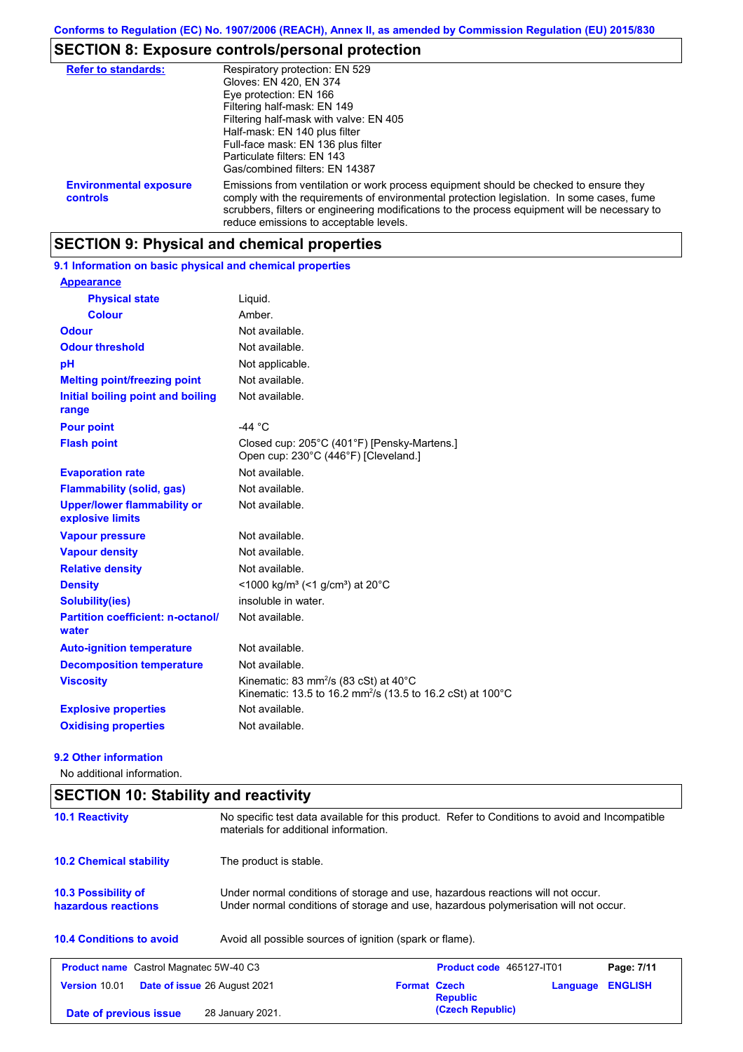## SECTION 8: Exposure controls/personal protection

| | |
|---|---|
| **Refer to standards:** | Respiratory protection: EN 529<br>Gloves: EN 420, EN 374<br>Eye protection: EN 166<br>Filtering half-mask: EN 149<br>Filtering half-mask with valve: EN 405<br>Half-mask: EN 140 plus filter<br>Full-face mask: EN 136 plus filter<br>Particulate filters: EN 143<br>Gas/combined filters: EN 14387 |
| **Environmental exposure controls** | Emissions from ventilation or work process equipment should be checked to ensure they comply with the requirements of environmental protection legislation. In some cases, fume scrubbers, filters or engineering modifications to the process equipment will be necessary to reduce emissions to acceptable levels. |

## SECTION 9: Physical and chemical properties

### 9.1 Information on basic physical and chemical properties

| | |
|---|---|
| **Appearance** | |
| **Physical state** | Liquid. |
| **Colour** | Amber. |
| **Odour** | Not available. |
| **Odour threshold** | Not available. |
| **pH** | Not applicable. |
| **Melting point/freezing point** | Not available. |
| **Initial boiling point and boiling range** | Not available. |
| **Pour point** | -44 °C |
| **Flash point** | Closed cup: 205°C (401°F) [Pensky-Martens.]<br>Open cup: 230°C (446°F) [Cleveland.] |
| **Evaporation rate** | Not available. |
| **Flammability (solid, gas)** | Not available. |
| **Upper/lower flammability or explosive limits** | Not available. |
| **Vapour pressure** | Not available. |
| **Vapour density** | Not available. |
| **Relative density** | Not available. |
| **Density** | <1000 kg/m³ (<1 g/cm³) at 20°C |
| **Solubility(ies)** | insoluble in water. |
| **Partition coefficient: n-octanol/water** | Not available. |
| **Auto-ignition temperature** | Not available. |
| **Decomposition temperature** | Not available. |
| **Viscosity** | Kinematic: 83 $mm^2/s$ (83 cSt) at 40°C<br>Kinematic: 13.5 to 16.2 $mm^2/s$ (13.5 to 16.2 cSt) at 100°C |
| **Explosive properties** | Not available. |
| **Oxidising properties** | Not available. |

### 9.2 Other information

No additional information.

## SECTION 10: Stability and reactivity

| | |
|---|---|
| **10.1 Reactivity** | No specific test data available for this product. Refer to Conditions to avoid and Incompatible materials for additional information. |
| **10.2 Chemical stability** | The product is stable. |
| **10.3 Possibility of hazardous reactions** | Under normal conditions of storage and use, hazardous reactions will not occur.<br>Under normal conditions of storage and use, hazardous polymerisation will not occur. |
| **10.4 Conditions to avoid** | Avoid all possible sources of ignition (spark or flame). |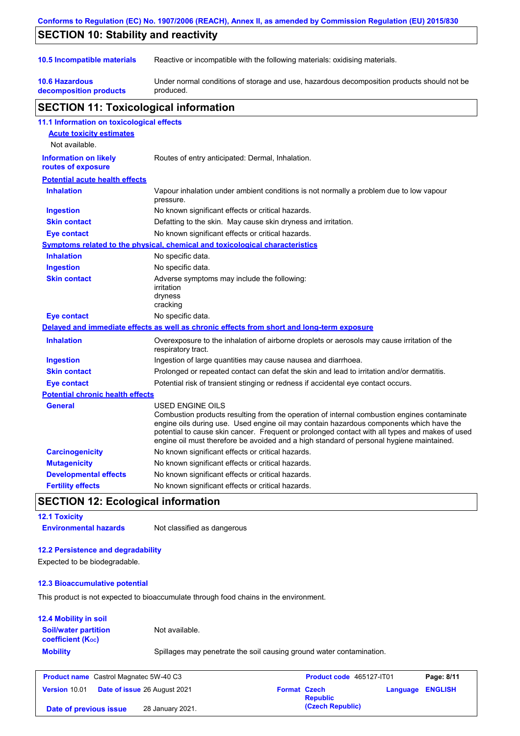## SECTION 10: Stability and reactivity

| | |
|---|---|
| **10.5 Incompatible materials** | Reactive or incompatible with the following materials: oxidising materials. |
| **10.6 Hazardous decomposition products** | Under normal conditions of storage and use, hazardous decomposition products should not be produced. |

## SECTION 11: Toxicological information

### 11.1 Information on toxicological effects

**Acute toxicity estimates**

Not available.

| | |
|---|---|
| **Information on likely routes of exposure** | Routes of entry anticipated: Dermal, Inhalation. |

**Potential acute health effects**

| | |
|---|---|
| **Inhalation** | Vapour inhalation under ambient conditions is not normally a problem due to low vapour pressure. |
| **Ingestion** | No known significant effects or critical hazards. |
| **Skin contact** | Defatting to the skin. May cause skin dryness and irritation. |
| **Eye contact** | No known significant effects or critical hazards. |

**Symptoms related to the physical, chemical and toxicological characteristics**

| | |
|---|---|
| **Inhalation** | No specific data. |
| **Ingestion** | No specific data. |
| **Skin contact** | Adverse symptoms may include the following:<br>irritation<br>dryness<br>cracking |
| **Eye contact** | No specific data. |

**Delayed and immediate effects as well as chronic effects from short and long-term exposure**

| | |
|---|---|
| **Inhalation** | Overexposure to the inhalation of airborne droplets or aerosols may cause irritation of the respiratory tract. |
| **Ingestion** | Ingestion of large quantities may cause nausea and diarrhoea. |
| **Skin contact** | Prolonged or repeated contact can defat the skin and lead to irritation and/or dermatitis. |
| **Eye contact** | Potential risk of transient stinging or redness if accidental eye contact occurs. |

**Potential chronic health effects**

| | |
|---|---|
| **General** | USED ENGINE OILS<br>Combustion products resulting from the operation of internal combustion engines contaminate engine oils during use. Used engine oil may contain hazardous components which have the potential to cause skin cancer. Frequent or prolonged contact with all types and makes of used engine oil must therefore be avoided and a high standard of personal hygiene maintained. |
| **Carcinogenicity** | No known significant effects or critical hazards. |
| **Mutagenicity** | No known significant effects or critical hazards. |
| **Developmental effects** | No known significant effects or critical hazards. |
| **Fertility effects** | No known significant effects or critical hazards. |

## SECTION 12: Ecological information

### 12.1 Toxicity

| | |
|---|---|
| **Environmental hazards** | Not classified as dangerous |

### 12.2 Persistence and degradability

Expected to be biodegradable.

### 12.3 Bioaccumulative potential

This product is not expected to bioaccumulate through food chains in the environment.

### 12.4 Mobility in soil

| | |
|---|---|
| **Soil/water partition coefficient ($K_{OC}$)** | Not available. |
| **Mobility** | Spillages may penetrate the soil causing ground water contamination. |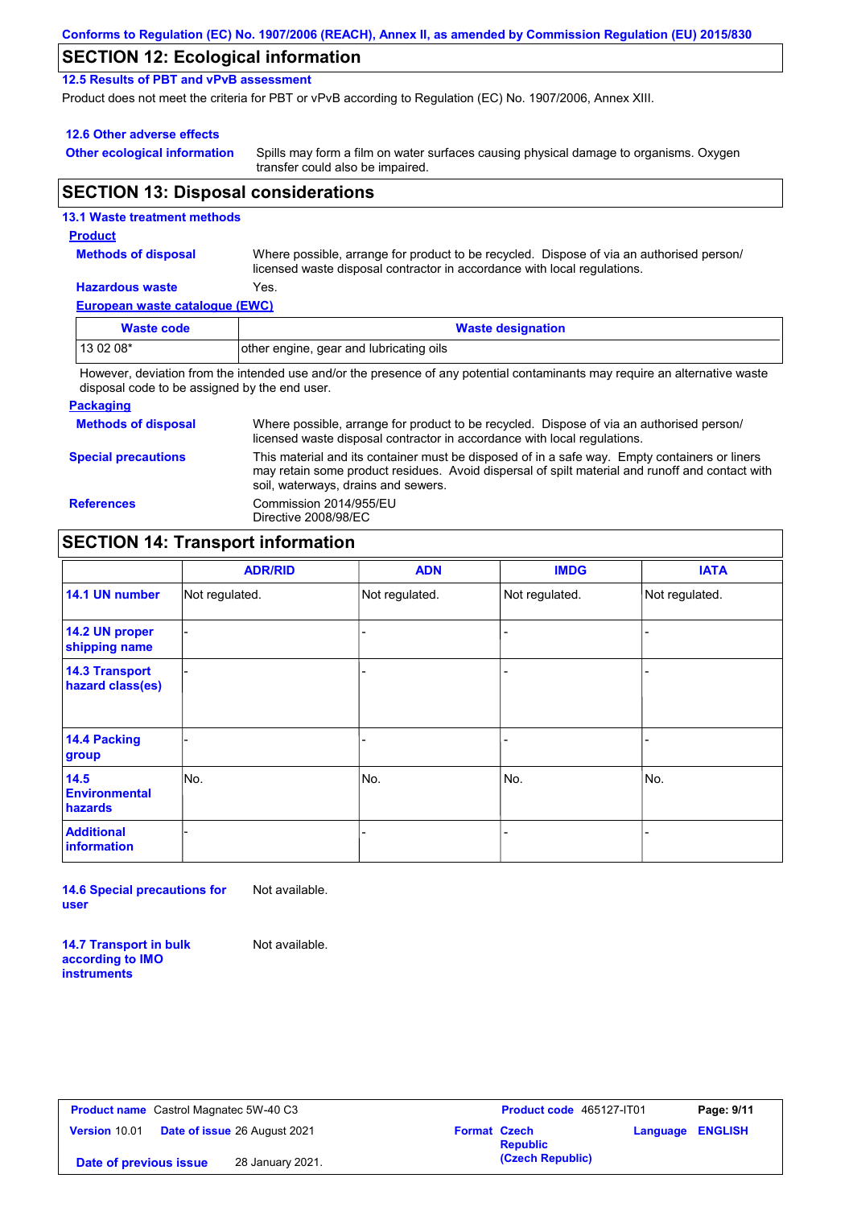Conforms to Regulation (EC) No. 1907/2006 (REACH), Annex II, as amended by Commission Regulation (EU) 2015/830

## SECTION 12: Ecological information

### 12.5 Results of PBT and vPvB assessment

Product does not meet the criteria for PBT or vPvB according to Regulation (EC) No. 1907/2006, Annex XIII.

### 12.6 Other adverse effects

**Other ecological information** Spills may form a film on water surfaces causing physical damage to organisms. Oxygen transfer could also be impaired.

## SECTION 13: Disposal considerations

### 13.1 Waste treatment methods

**Product**

**Methods of disposal** Where possible, arrange for product to be recycled. Dispose of via an authorised person/ licensed waste disposal contractor in accordance with local regulations.

**Hazardous waste** Yes.

**European waste catalogue (EWC)**

| Waste code | Waste designation |
|---|---|
| 13 02 08* | other engine, gear and lubricating oils |

However, deviation from the intended use and/or the presence of any potential contaminants may require an alternative waste disposal code to be assigned by the end user.

**Packaging**

**Methods of disposal** Where possible, arrange for product to be recycled. Dispose of via an authorised person/ licensed waste disposal contractor in accordance with local regulations.

**Special precautions** This material and its container must be disposed of in a safe way. Empty containers or liners may retain some product residues. Avoid dispersal of spilt material and runoff and contact with soil, waterways, drains and sewers.

**References** Commission 2014/955/EU
Directive 2008/98/EC

## SECTION 14: Transport information

| | ADR/RID | ADN | IMDG | IATA |
|---|---|---|---|---|
| 14.1 UN number | Not regulated. | Not regulated. | Not regulated. | Not regulated. |
| 14.2 UN proper shipping name | - | - | - | - |
| 14.3 Transport hazard class(es) | - | - | - | - |
| 14.4 Packing group | - | - | - | - |
| 14.5 Environmental hazards | No. | No. | No. | No. |
| Additional information | - | - | - | - |

**14.6 Special precautions for user** Not available.

**14.7 Transport in bulk according to IMO instruments** Not available.

**Product name** Castrol Magnatec 5W-40 C3 | **Product code** 465127-IT01
**Version** 10.01 | **Date of issue** 26 August 2021 | **Format** Czech Republic (Czech Republic) | **Language** ENGLISH
**Date of previous issue** 28 January 2021.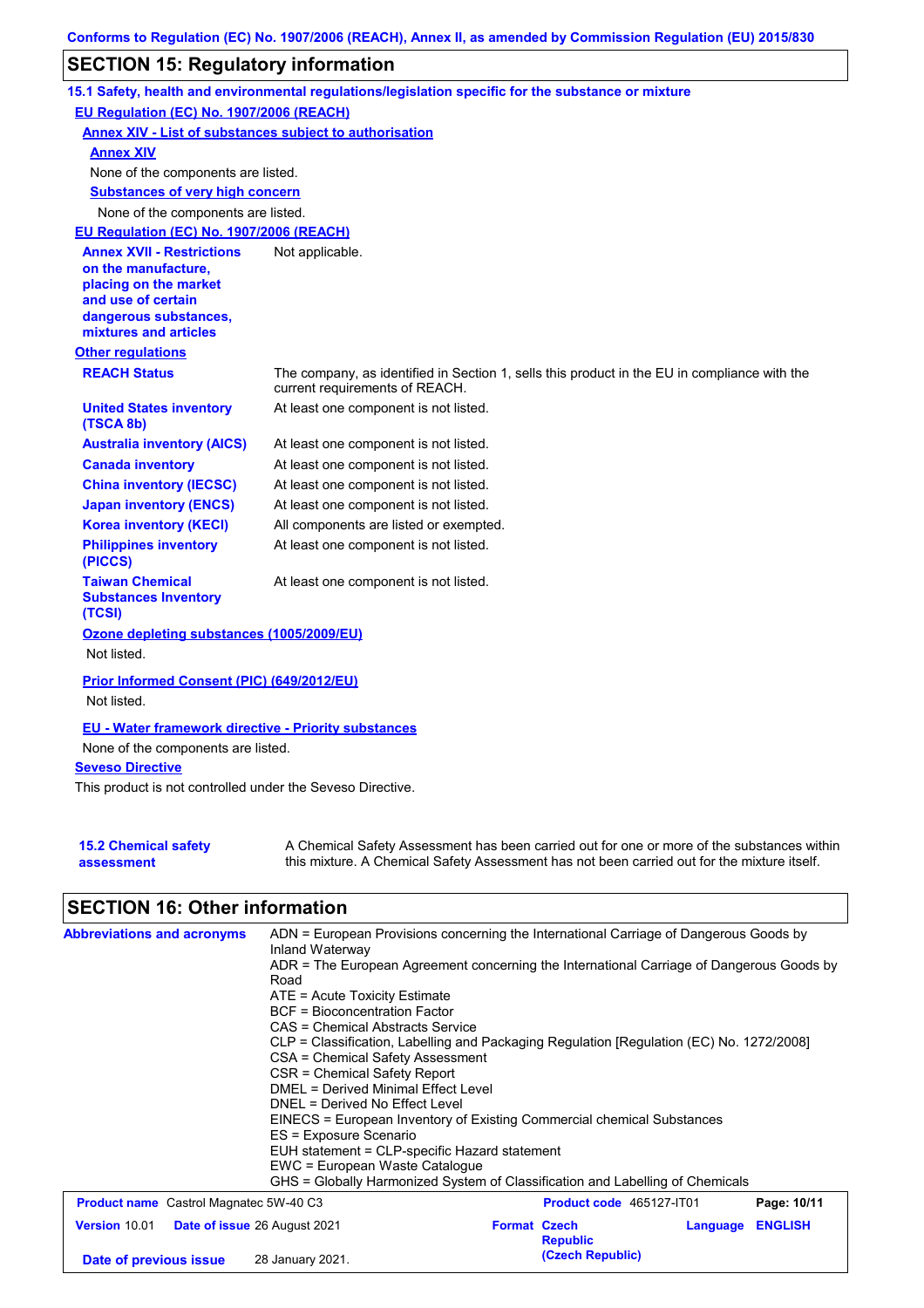Conforms to Regulation (EC) No. 1907/2006 (REACH), Annex II, as amended by Commission Regulation (EU) 2015/830

## SECTION 15: Regulatory information

### 15.1 Safety, health and environmental regulations/legislation specific for the substance or mixture

**EU Regulation (EC) No. 1907/2006 (REACH)**

**Annex XIV - List of substances subject to authorisation**

**Annex XIV**

None of the components are listed.

**Substances of very high concern**

None of the components are listed.

**EU Regulation (EC) No. 1907/2006 (REACH)**

| | |
|---|---|
| **Annex XVII - Restrictions on the manufacture, placing on the market and use of certain dangerous substances, mixtures and articles** | Not applicable. |

**Other regulations**

| | |
|---|---|
| **REACH Status** | The company, as identified in Section 1, sells this product in the EU in compliance with the current requirements of REACH. |
| **United States inventory (TSCA 8b)** | At least one component is not listed. |
| **Australia inventory (AICS)** | At least one component is not listed. |
| **Canada inventory** | At least one component is not listed. |
| **China inventory (IECSC)** | At least one component is not listed. |
| **Japan inventory (ENCS)** | At least one component is not listed. |
| **Korea inventory (KECI)** | All components are listed or exempted. |
| **Philippines inventory (PICCS)** | At least one component is not listed. |
| **Taiwan Chemical Substances Inventory (TCSI)** | At least one component is not listed. |

**Ozone depleting substances (1005/2009/EU)**

Not listed.

**Prior Informed Consent (PIC) (649/2012/EU)**

Not listed.

**EU - Water framework directive - Priority substances**

None of the components are listed.

**Seveso Directive**

This product is not controlled under the Seveso Directive.

| | |
|---|---|
| **15.2 Chemical safety assessment** | A Chemical Safety Assessment has been carried out for one or more of the substances within this mixture. A Chemical Safety Assessment has not been carried out for the mixture itself. |

## SECTION 16: Other information

**Abbreviations and acronyms**

ADN = European Provisions concerning the International Carriage of Dangerous Goods by Inland Waterway
ADR = The European Agreement concerning the International Carriage of Dangerous Goods by Road
ATE = Acute Toxicity Estimate
BCF = Bioconcentration Factor
CAS = Chemical Abstracts Service
CLP = Classification, Labelling and Packaging Regulation [Regulation (EC) No. 1272/2008]
CSA = Chemical Safety Assessment
CSR = Chemical Safety Report
DMEL = Derived Minimal Effect Level
DNEL = Derived No Effect Level
EINECS = European Inventory of Existing Commercial chemical Substances
ES = Exposure Scenario
EUH statement = CLP-specific Hazard statement
EWC = European Waste Catalogue
GHS = Globally Harmonized System of Classification and Labelling of Chemicals

| | | | |
|---|---|---|---|
| **Product name** Castrol Magnatec 5W-40 C3 | | **Product code** 465127-IT01 | |
| **Version** 10.01 | **Date of issue** 26 August 2021 | **Format** Czech Republic (Czech Republic) | **Language** ENGLISH |
| **Date of previous issue** | 28 January 2021. | | |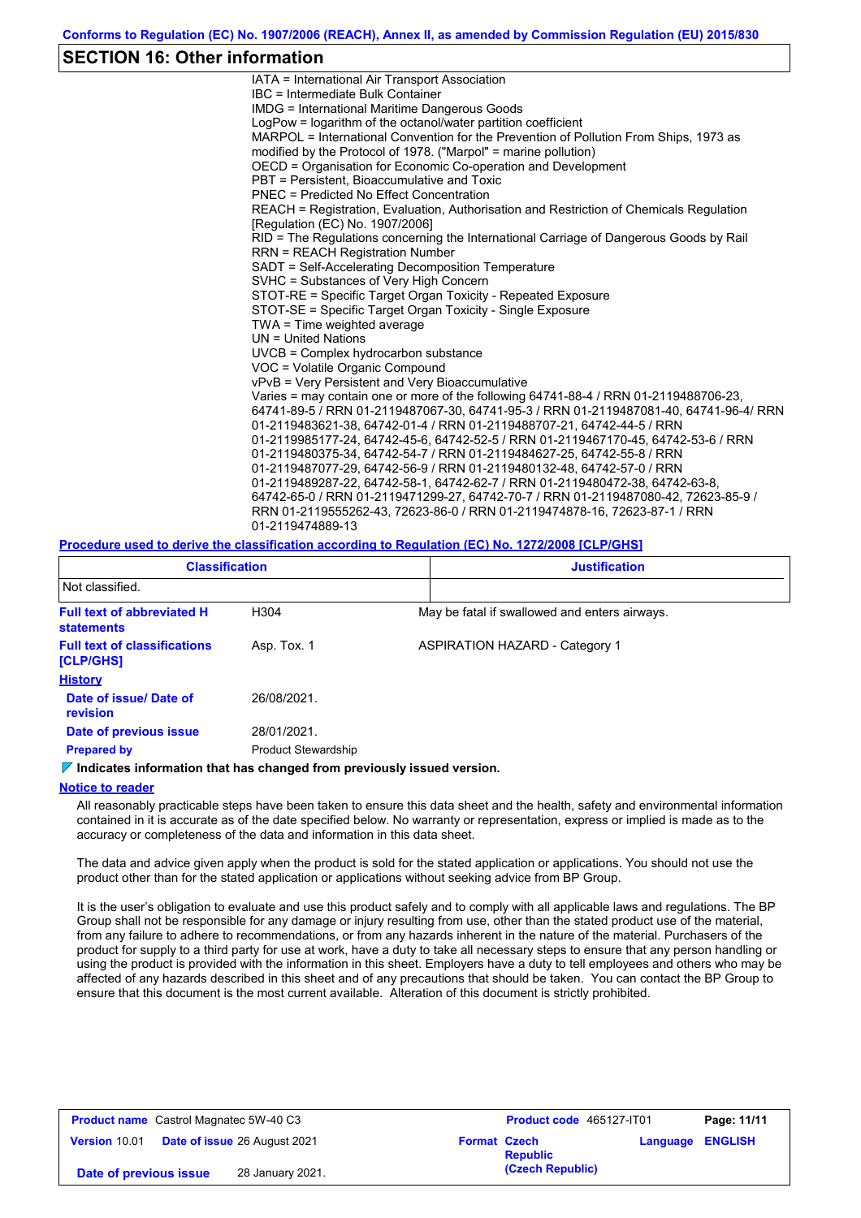## SECTION 16: Other information

IATA = International Air Transport Association
IBC = Intermediate Bulk Container
IMDG = International Maritime Dangerous Goods
LogPow = logarithm of the octanol/water partition coefficient
MARPOL = International Convention for the Prevention of Pollution From Ships, 1973 as modified by the Protocol of 1978. ("Marpol" = marine pollution)
OECD = Organisation for Economic Co-operation and Development
PBT = Persistent, Bioaccumulative and Toxic
PNEC = Predicted No Effect Concentration
REACH = Registration, Evaluation, Authorisation and Restriction of Chemicals Regulation [Regulation (EC) No. 1907/2006]
RID = The Regulations concerning the International Carriage of Dangerous Goods by Rail
RRN = REACH Registration Number
SADT = Self-Accelerating Decomposition Temperature
SVHC = Substances of Very High Concern
STOT-RE = Specific Target Organ Toxicity - Repeated Exposure
STOT-SE = Specific Target Organ Toxicity - Single Exposure
TWA = Time weighted average
UN = United Nations
UVCB = Complex hydrocarbon substance
VOC = Volatile Organic Compound
vPvB = Very Persistent and Very Bioaccumulative
Varies = may contain one or more of the following 64741-88-4 / RRN 01-2119488706-23, 64741-89-5 / RRN 01-2119487067-30, 64741-95-3 / RRN 01-2119487081-40, 64741-96-4/ RRN 01-2119483621-38, 64742-01-4 / RRN 01-2119488707-21, 64742-44-5 / RRN 01-2119985177-24, 64742-45-6, 64742-52-5 / RRN 01-2119467170-45, 64742-53-6 / RRN 01-2119480375-34, 64742-54-7 / RRN 01-2119484627-25, 64742-55-8 / RRN 01-2119487077-29, 64742-56-9 / RRN 01-2119480132-48, 64742-57-0 / RRN 01-2119489287-22, 64742-58-1, 64742-62-7 / RRN 01-2119480472-38, 64742-63-8, 64742-65-0 / RRN 01-2119471299-27, 64742-70-7 / RRN 01-2119487080-42, 72623-85-9 / RRN 01-2119555262-43, 72623-86-0 / RRN 01-2119474878-16, 72623-87-1 / RRN 01-2119474889-13

**Procedure used to derive the classification according to Regulation (EC) No. 1272/2008 [CLP/GHS]**

| Classification | Justification |
|---|---|
| Not classified. | |

**Full text of abbreviated H statements** H304 May be fatal if swallowed and enters airways.

**Full text of classifications [CLP/GHS]** Asp. Tox. 1 ASPIRATION HAZARD - Category 1

**History**

**Date of issue/ Date of revision** 26/08/2021.

**Date of previous issue** 28/01/2021.

**Prepared by** Product Stewardship

**Indicates information that has changed from previously issued version.**

**Notice to reader**

All reasonably practicable steps have been taken to ensure this data sheet and the health, safety and environmental information contained in it is accurate as of the date specified below. No warranty or representation, express or implied is made as to the accuracy or completeness of the data and information in this data sheet.

The data and advice given apply when the product is sold for the stated application or applications. You should not use the product other than for the stated application or applications without seeking advice from BP Group.

It is the user's obligation to evaluate and use this product safely and to comply with all applicable laws and regulations. The BP Group shall not be responsible for any damage or injury resulting from use, other than the stated product use of the material, from any failure to adhere to recommendations, or from any hazards inherent in the nature of the material. Purchasers of the product for supply to a third party for use at work, have a duty to take all necessary steps to ensure that any person handling or using the product is provided with the information in this sheet. Employers have a duty to tell employees and others who may be affected of any hazards described in this sheet and of any precautions that should be taken. You can contact the BP Group to ensure that this document is the most current available. Alteration of this document is strictly prohibited.